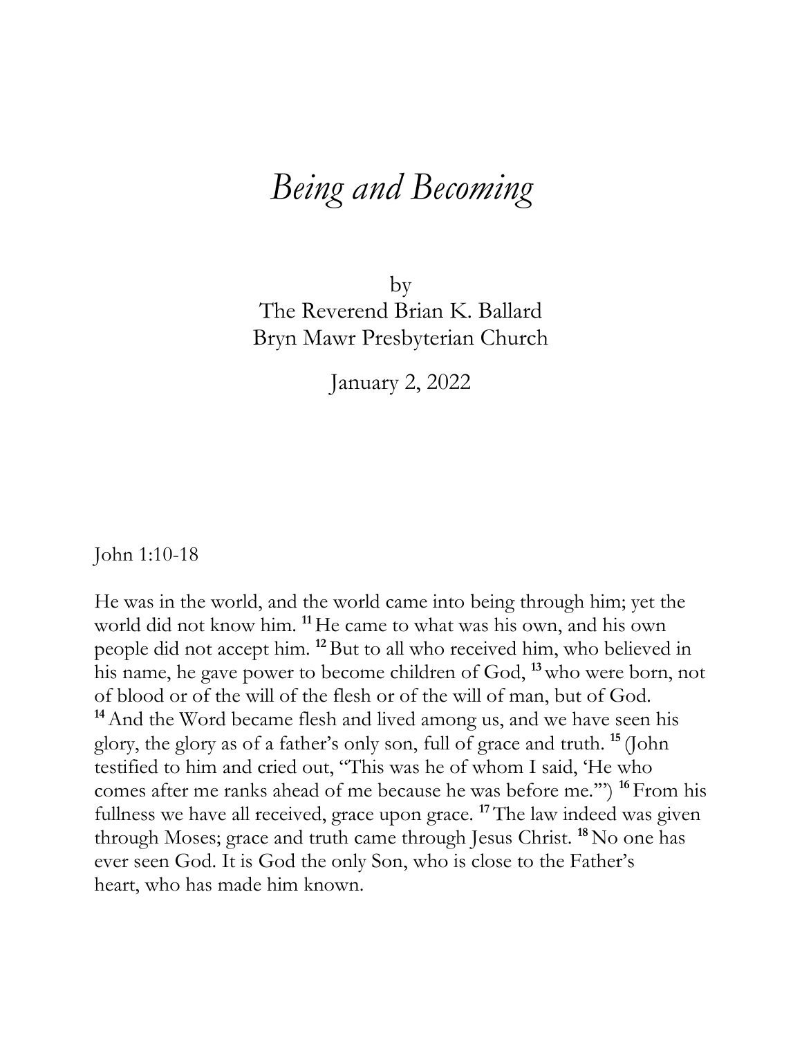# *Being and Becoming*

by
The Reverend Brian K. Ballard
Bryn Mawr Presbyterian Church

January 2, 2022

John 1:10-18

He was in the world, and the world came into being through him; yet the world did not know him. **11** He came to what was his own, and his own people did not accept him. **12** But to all who received him, who believed in his name, he gave power to become children of God, **13** who were born, not of blood or of the will of the flesh or of the will of man, but of God. **14** And the Word became flesh and lived among us, and we have seen his glory, the glory as of a father's only son, full of grace and truth. **15** (John testified to him and cried out, "This was he of whom I said, 'He who comes after me ranks ahead of me because he was before me.'") **16** From his fullness we have all received, grace upon grace. **17** The law indeed was given through Moses; grace and truth came through Jesus Christ. **18** No one has ever seen God. It is God the only Son, who is close to the Father's heart, who has made him known.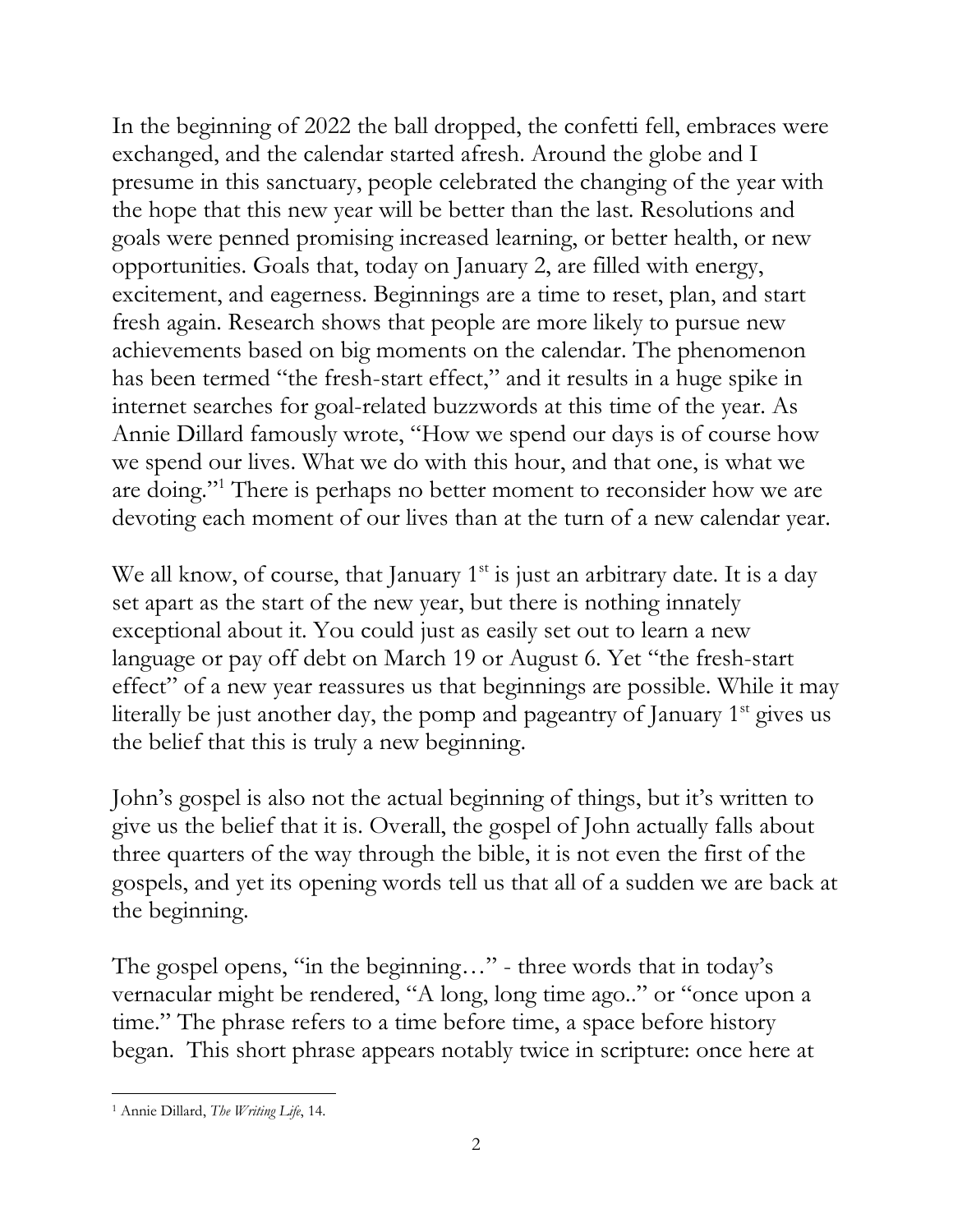In the beginning of 2022 the ball dropped, the confetti fell, embraces were exchanged, and the calendar started afresh. Around the globe and I presume in this sanctuary, people celebrated the changing of the year with the hope that this new year will be better than the last. Resolutions and goals were penned promising increased learning, or better health, or new opportunities. Goals that, today on January 2, are filled with energy, excitement, and eagerness. Beginnings are a time to reset, plan, and start fresh again. Research shows that people are more likely to pursue new achievements based on big moments on the calendar. The phenomenon has been termed "the fresh-start effect," and it results in a huge spike in internet searches for goal-related buzzwords at this time of the year. As Annie Dillard famously wrote, "How we spend our days is of course how we spend our lives. What we do with this hour, and that one, is what we are doing."[1] There is perhaps no better moment to reconsider how we are devoting each moment of our lives than at the turn of a new calendar year.

We all know, of course, that January 1st is just an arbitrary date. It is a day set apart as the start of the new year, but there is nothing innately exceptional about it. You could just as easily set out to learn a new language or pay off debt on March 19 or August 6. Yet "the fresh-start effect" of a new year reassures us that beginnings are possible. While it may literally be just another day, the pomp and pageantry of January 1st gives us the belief that this is truly a new beginning.

John's gospel is also not the actual beginning of things, but it's written to give us the belief that it is. Overall, the gospel of John actually falls about three quarters of the way through the bible, it is not even the first of the gospels, and yet its opening words tell us that all of a sudden we are back at the beginning.

The gospel opens, "in the beginning…" - three words that in today's vernacular might be rendered, "A long, long time ago.." or "once upon a time." The phrase refers to a time before time, a space before history began. This short phrase appears notably twice in scripture: once here at

[1] Annie Dillard, *The Writing Life*, 14.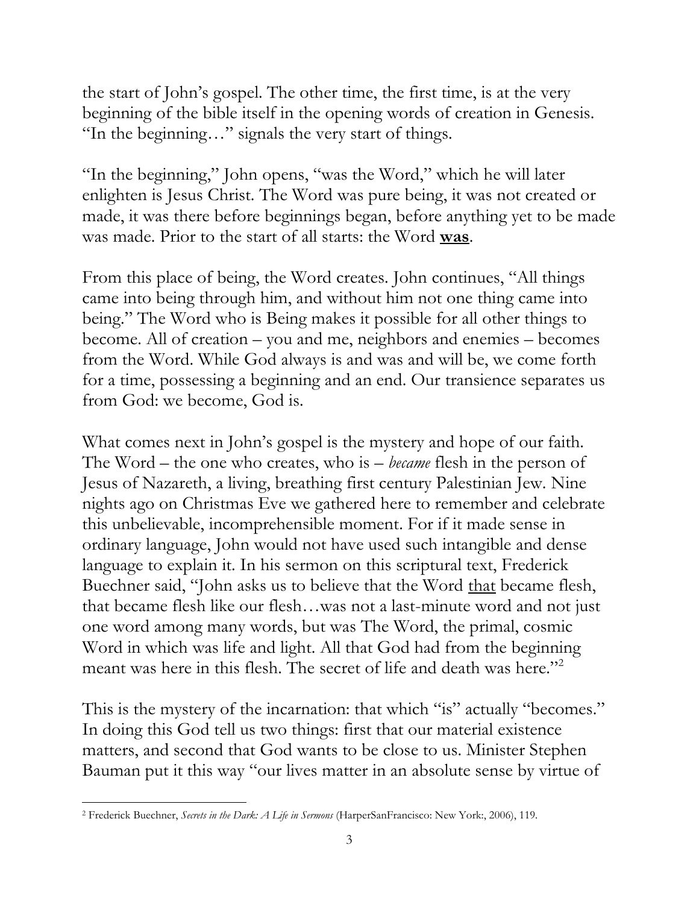the start of John's gospel. The other time, the first time, is at the very beginning of the bible itself in the opening words of creation in Genesis. "In the beginning…" signals the very start of things.

"In the beginning," John opens, "was the Word," which he will later enlighten is Jesus Christ. The Word was pure being, it was not created or made, it was there before beginnings began, before anything yet to be made was made. Prior to the start of all starts: the Word **<u>was</u>**.

From this place of being, the Word creates. John continues, "All things came into being through him, and without him not one thing came into being." The Word who is Being makes it possible for all other things to become. All of creation – you and me, neighbors and enemies – becomes from the Word. While God always is and was and will be, we come forth for a time, possessing a beginning and an end. Our transience separates us from God: we become, God is.

What comes next in John's gospel is the mystery and hope of our faith. The Word – the one who creates, who is – *became* flesh in the person of Jesus of Nazareth, a living, breathing first century Palestinian Jew. Nine nights ago on Christmas Eve we gathered here to remember and celebrate this unbelievable, incomprehensible moment. For if it made sense in ordinary language, John would not have used such intangible and dense language to explain it. In his sermon on this scriptural text, Frederick Buechner said, "John asks us to believe that the Word <u>that</u> became flesh, that became flesh like our flesh…was not a last-minute word and not just one word among many words, but was The Word, the primal, cosmic Word in which was life and light. All that God had from the beginning meant was here in this flesh. The secret of life and death was here."[2]

This is the mystery of the incarnation: that which "is" actually "becomes." In doing this God tell us two things: first that our material existence matters, and second that God wants to be close to us. Minister Stephen Bauman put it this way "our lives matter in an absolute sense by virtue of

---

[2] Frederick Buechner, *Secrets in the Dark: A Life in Sermons* (HarperSanFrancisco: New York:, 2006), 119.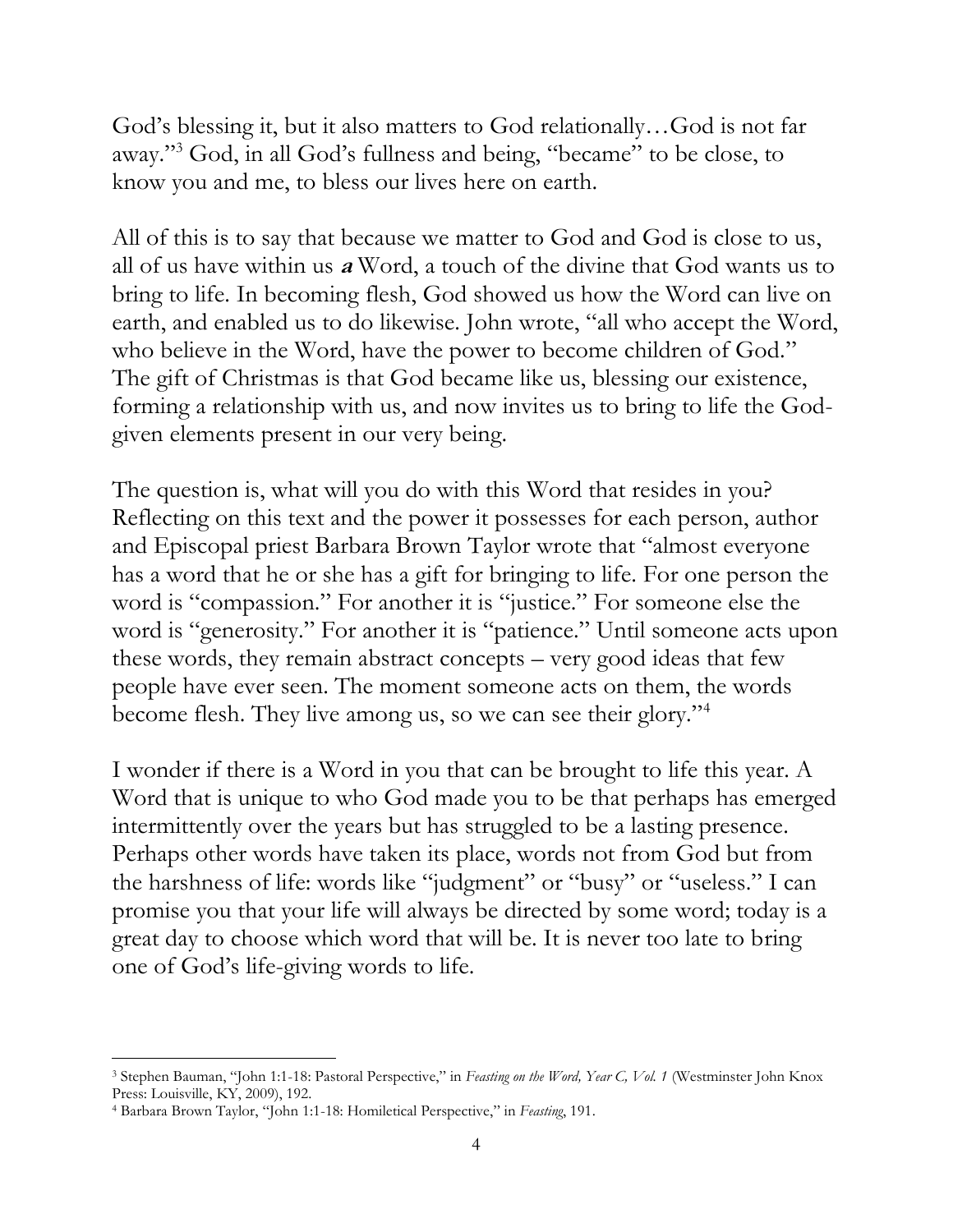God's blessing it, but it also matters to God relationally…God is not far away."[3] God, in all God's fullness and being, "became" to be close, to know you and me, to bless our lives here on earth.

All of this is to say that because we matter to God and God is close to us, all of us have within us ***a*** Word, a touch of the divine that God wants us to bring to life. In becoming flesh, God showed us how the Word can live on earth, and enabled us to do likewise. John wrote, "all who accept the Word, who believe in the Word, have the power to become children of God." The gift of Christmas is that God became like us, blessing our existence, forming a relationship with us, and now invites us to bring to life the God-given elements present in our very being.

The question is, what will you do with this Word that resides in you? Reflecting on this text and the power it possesses for each person, author and Episcopal priest Barbara Brown Taylor wrote that "almost everyone has a word that he or she has a gift for bringing to life. For one person the word is "compassion." For another it is "justice." For someone else the word is "generosity." For another it is "patience." Until someone acts upon these words, they remain abstract concepts – very good ideas that few people have ever seen. The moment someone acts on them, the words become flesh. They live among us, so we can see their glory."[4]

I wonder if there is a Word in you that can be brought to life this year. A Word that is unique to who God made you to be that perhaps has emerged intermittently over the years but has struggled to be a lasting presence. Perhaps other words have taken its place, words not from God but from the harshness of life: words like "judgment" or "busy" or "useless." I can promise you that your life will always be directed by some word; today is a great day to choose which word that will be. It is never too late to bring one of God's life-giving words to life.

---

[3] Stephen Bauman, "John 1:1-18: Pastoral Perspective," in *Feasting on the Word, Year C, Vol. 1* (Westminster John Knox Press: Louisville, KY, 2009), 192.

[4] Barbara Brown Taylor, "John 1:1-18: Homiletical Perspective," in *Feasting*, 191.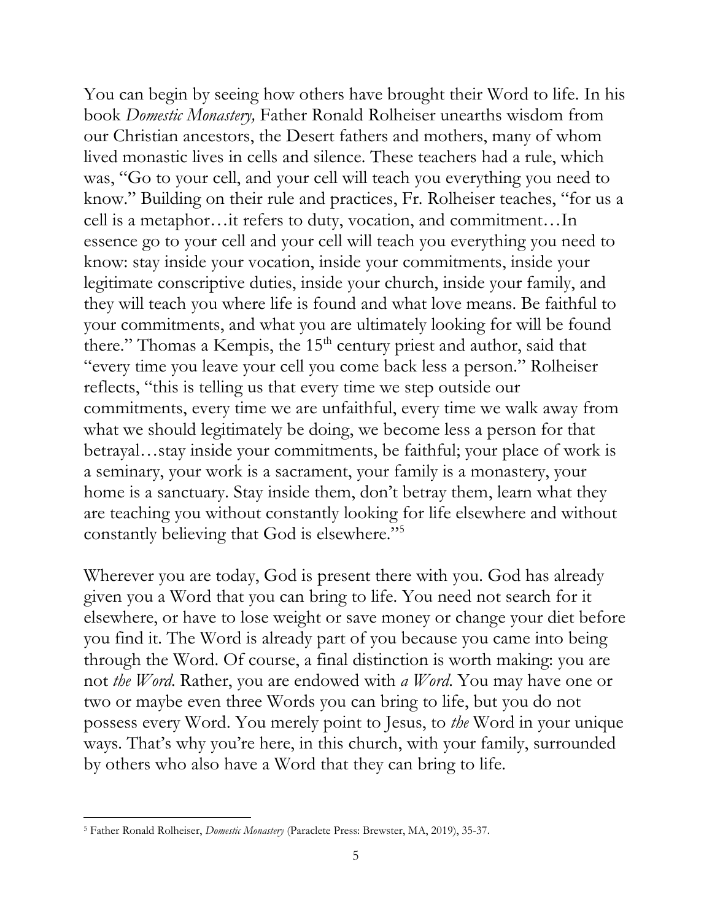You can begin by seeing how others have brought their Word to life. In his book *Domestic Monastery,* Father Ronald Rolheiser unearths wisdom from our Christian ancestors, the Desert fathers and mothers, many of whom lived monastic lives in cells and silence. These teachers had a rule, which was, "Go to your cell, and your cell will teach you everything you need to know." Building on their rule and practices, Fr. Rolheiser teaches, "for us a cell is a metaphor…it refers to duty, vocation, and commitment…In essence go to your cell and your cell will teach you everything you need to know: stay inside your vocation, inside your commitments, inside your legitimate conscriptive duties, inside your church, inside your family, and they will teach you where life is found and what love means. Be faithful to your commitments, and what you are ultimately looking for will be found there." Thomas a Kempis, the 15th century priest and author, said that "every time you leave your cell you come back less a person." Rolheiser reflects, "this is telling us that every time we step outside our commitments, every time we are unfaithful, every time we walk away from what we should legitimately be doing, we become less a person for that betrayal…stay inside your commitments, be faithful; your place of work is a seminary, your work is a sacrament, your family is a monastery, your home is a sanctuary. Stay inside them, don't betray them, learn what they are teaching you without constantly looking for life elsewhere and without constantly believing that God is elsewhere."[5]

Wherever you are today, God is present there with you. God has already given you a Word that you can bring to life. You need not search for it elsewhere, or have to lose weight or save money or change your diet before you find it. The Word is already part of you because you came into being through the Word. Of course, a final distinction is worth making: you are not *the Word.* Rather, you are endowed with *a Word.* You may have one or two or maybe even three Words you can bring to life, but you do not possess every Word. You merely point to Jesus, to *the* Word in your unique ways. That's why you're here, in this church, with your family, surrounded by others who also have a Word that they can bring to life.

---

[5] Father Ronald Rolheiser, *Domestic Monastery* (Paraclete Press: Brewster, MA, 2019), 35-37.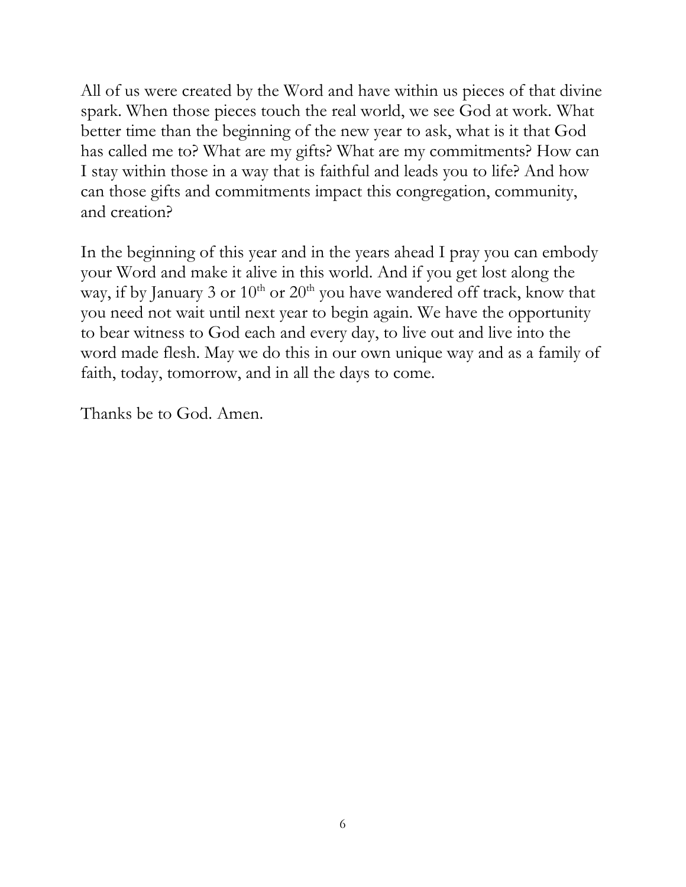All of us were created by the Word and have within us pieces of that divine spark. When those pieces touch the real world, we see God at work. What better time than the beginning of the new year to ask, what is it that God has called me to? What are my gifts? What are my commitments? How can I stay within those in a way that is faithful and leads you to life? And how can those gifts and commitments impact this congregation, community, and creation?

In the beginning of this year and in the years ahead I pray you can embody your Word and make it alive in this world. And if you get lost along the way, if by January 3 or 10th or 20th you have wandered off track, know that you need not wait until next year to begin again. We have the opportunity to bear witness to God each and every day, to live out and live into the word made flesh. May we do this in our own unique way and as a family of faith, today, tomorrow, and in all the days to come.

Thanks be to God. Amen.